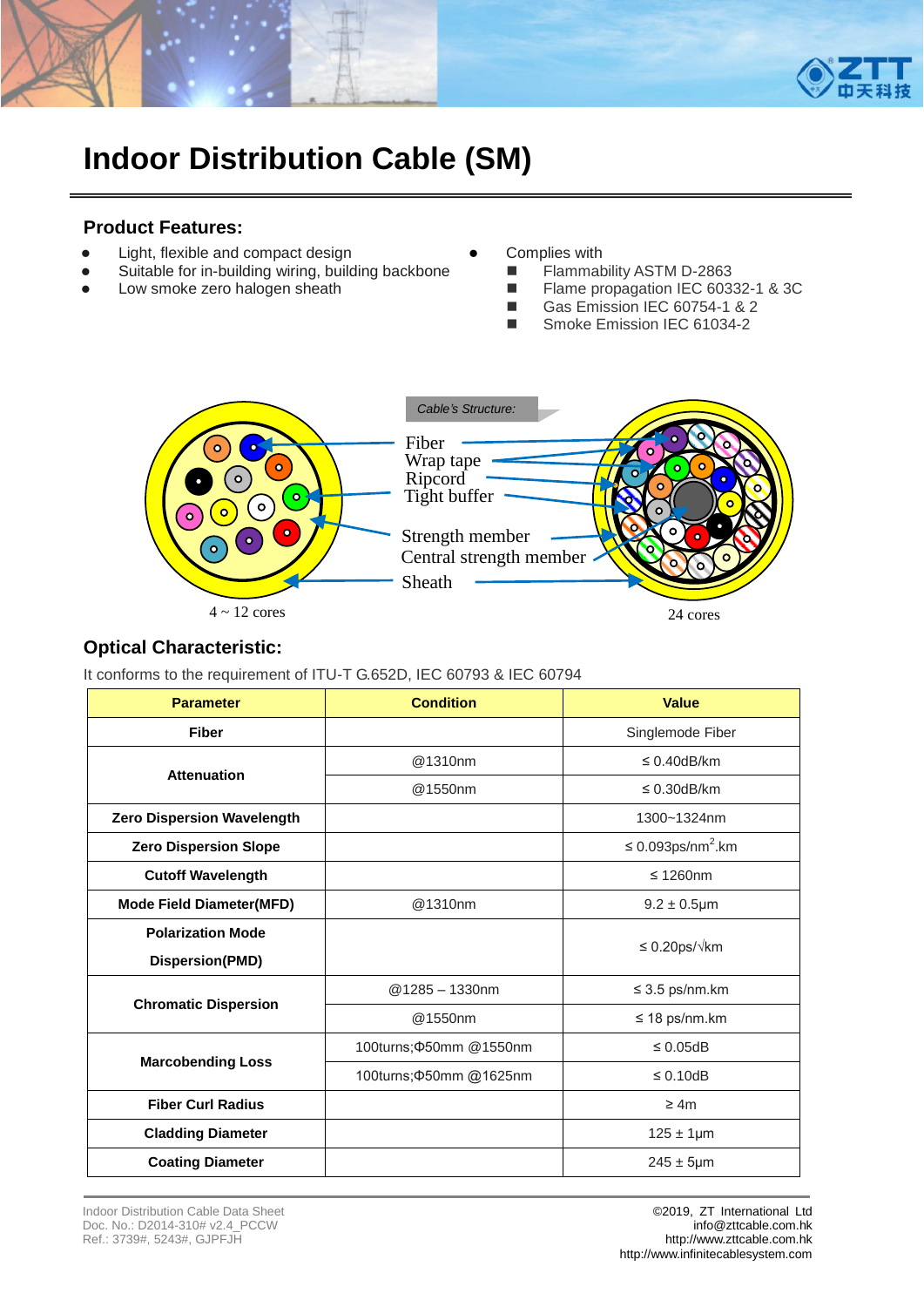# Indoor Distribution Cable (SM)

## Product Features:

- Light, flexible and compact design
- Suitable for in-building wiring, building backbone
- Low smoke zero halogen sheath
- Complies with
  - Flammability ASTM D-2863
  - Flame propagation IEC 60332-1 & 3C
  - Gas Emission IEC 60754-1 & 2
  - Smoke Emission IEC 61034-2

*Cable's Structure:*

Fiber
Wrap tape
Ripcord
Tight buffer
Strength member
Central strength member
Sheath

4 ~ 12 cores

24 cores

## Optical Characteristic:

It conforms to the requirement of ITU-T G.652D, IEC 60793 & IEC 60794

| Parameter | Condition | Value |
|---|---|---|
| Fiber | | Singlemode Fiber |
| Attenuation | @1310nm | ≤ 0.40dB/km |
| | @1550nm | ≤ 0.30dB/km |
| Zero Dispersion Wavelength | | 1300~1324nm |
| Zero Dispersion Slope | | ≤ 0.093ps/nm$^2$.km |
| Cutoff Wavelength | | ≤ 1260nm |
| Mode Field Diameter(MFD) | @1310nm | 9.2 ± 0.5μm |
| Polarization Mode Dispersion(PMD) | | ≤ 0.20ps/√km |
| Chromatic Dispersion | @1285 – 1330nm | ≤ 3.5 ps/nm.km |
| | @1550nm | ≤ 18 ps/nm.km |
| Marcobending Loss | 100turns;Φ50mm @1550nm | ≤ 0.05dB |
| | 100turns;Φ50mm @1625nm | ≤ 0.10dB |
| Fiber Curl Radius | | ≥ 4m |
| Cladding Diameter | | 125 ± 1μm |
| Coating Diameter | | 245 ± 5μm |

Indoor Distribution Cable Data Sheet
Doc. No.: D2014-310# v2.4_PCCW
Ref.: 3739#, 5243#, GJPFJH

©2019, ZT International Ltd
info@zttcable.com.hk
http://www.zttcable.com.hk
http://www.infinitecablesystem.com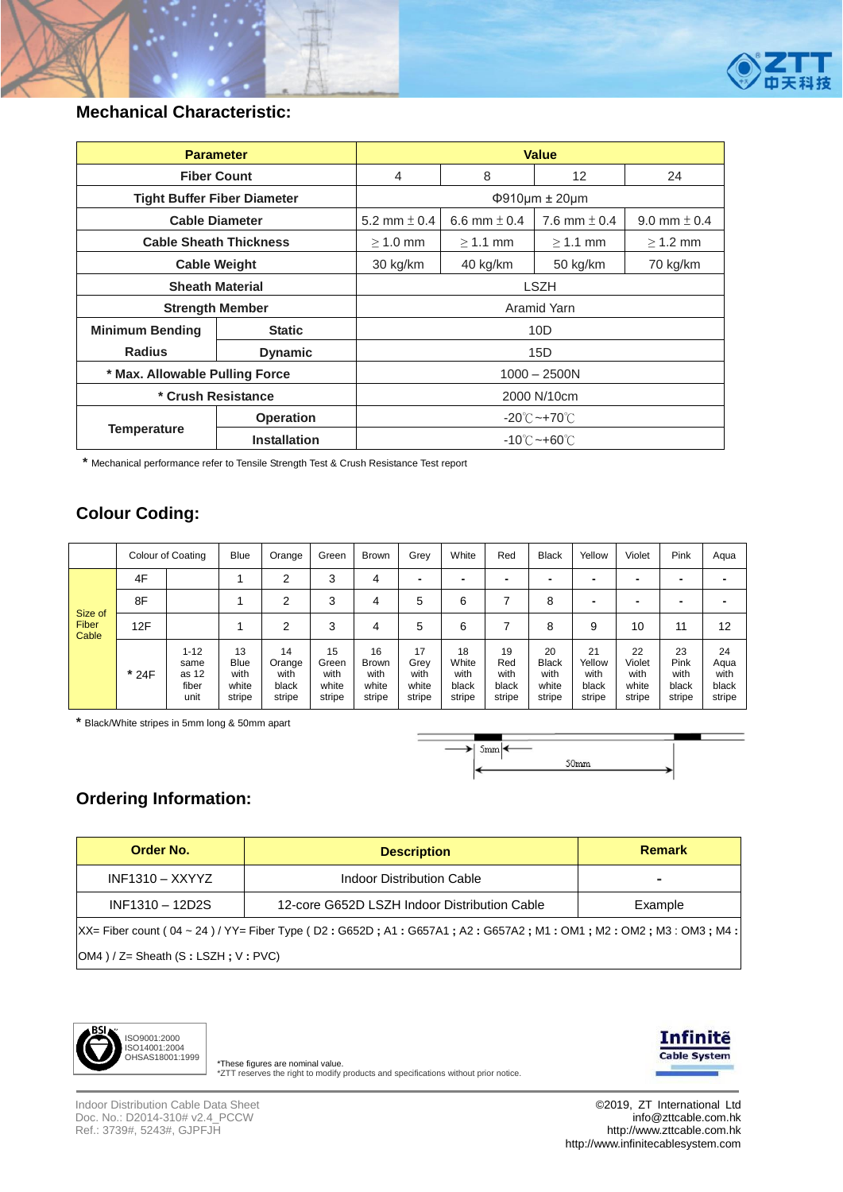## Mechanical Characteristic:

| Parameter | | Value | | | |
|---|---|---|---|---|---|
| Fiber Count | | 4 | 8 | 12 | 24 |
| Tight Buffer Fiber Diameter | | Φ910μm ± 20μm | | | |
| Cable Diameter | | 5.2 mm ± 0.4 | 6.6 mm ± 0.4 | 7.6 mm ± 0.4 | 9.0 mm ± 0.4 |
| Cable Sheath Thickness | | ≥ 1.0 mm | ≥ 1.1 mm | ≥ 1.1 mm | ≥ 1.2 mm |
| Cable Weight | | 30 kg/km | 40 kg/km | 50 kg/km | 70 kg/km |
| Sheath Material | | LSZH | | | |
| Strength Member | | Aramid Yarn | | | |
| Minimum Bending Radius | Static | 10D | | | |
| | Dynamic | 15D | | | |
| * Max. Allowable Pulling Force | | 1000 – 2500N | | | |
| * Crush Resistance | | 2000 N/10cm | | | |
| Temperature | Operation | -20℃~+70℃ | | | |
| | Installation | -10℃~+60℃ | | | |

**\*** Mechanical performance refer to Tensile Strength Test & Crush Resistance Test report

## Colour Coding:

| | Colour of Coating | | Blue | Orange | Green | Brown | Grey | White | Red | Black | Yellow | Violet | Pink | Aqua |
|---|---|---|---|---|---|---|---|---|---|---|---|---|---|---|
| Size of Fiber Cable | 4F | | 1 | 2 | 3 | 4 | - | - | - | - | - | - | - | - |
| | 8F | | 1 | 2 | 3 | 4 | 5 | 6 | 7 | 8 | - | - | - | - |
| | 12F | | 1 | 2 | 3 | 4 | 5 | 6 | 7 | 8 | 9 | 10 | 11 | 12 |
| | * 24F | 1-12 same as 12 fiber unit | 13 Blue with white stripe | 14 Orange with black stripe | 15 Green with white stripe | 16 Brown with white stripe | 17 Grey with white stripe | 18 White with black stripe | 19 Red with black stripe | 20 Black with white stripe | 21 Yellow with black stripe | 22 Violet with white stripe | 23 Pink with black stripe | 24 Aqua with black stripe |

**\*** Black/White stripes in 5mm long & 50mm apart

5mm

50mm

## Ordering Information:

| Order No. | Description | Remark |
|---|---|---|
| INF1310 – XXYYZ | Indoor Distribution Cable | - |
| INF1310 – 12D2S | 12-core G652D LSZH Indoor Distribution Cable | Example |
| XX= Fiber count ( 04 ~ 24 ) / YY= Fiber Type ( D2 : G652D ; A1 : G657A1 ; A2 : G657A2 ; M1 : OM1 ; M2 : OM2 ; M3 : OM3 ; M4 : OM4 ) / Z= Sheath (S : LSZH ; V : PVC) | | |

ISO9001:2000
ISO14001:2004
OHSAS18001:1999

*These figures are nominal value.
*ZTT reserves the right to modify products and specifications without prior notice.

Indoor Distribution Cable Data Sheet
Doc. No.: D2014-310# v2.4_PCCW
Ref.: 3739#, 5243#, GJPFJH

©2019, ZT International Ltd
info@zttcable.com.hk
http://www.zttcable.com.hk
http://www.infinitecablesystem.com